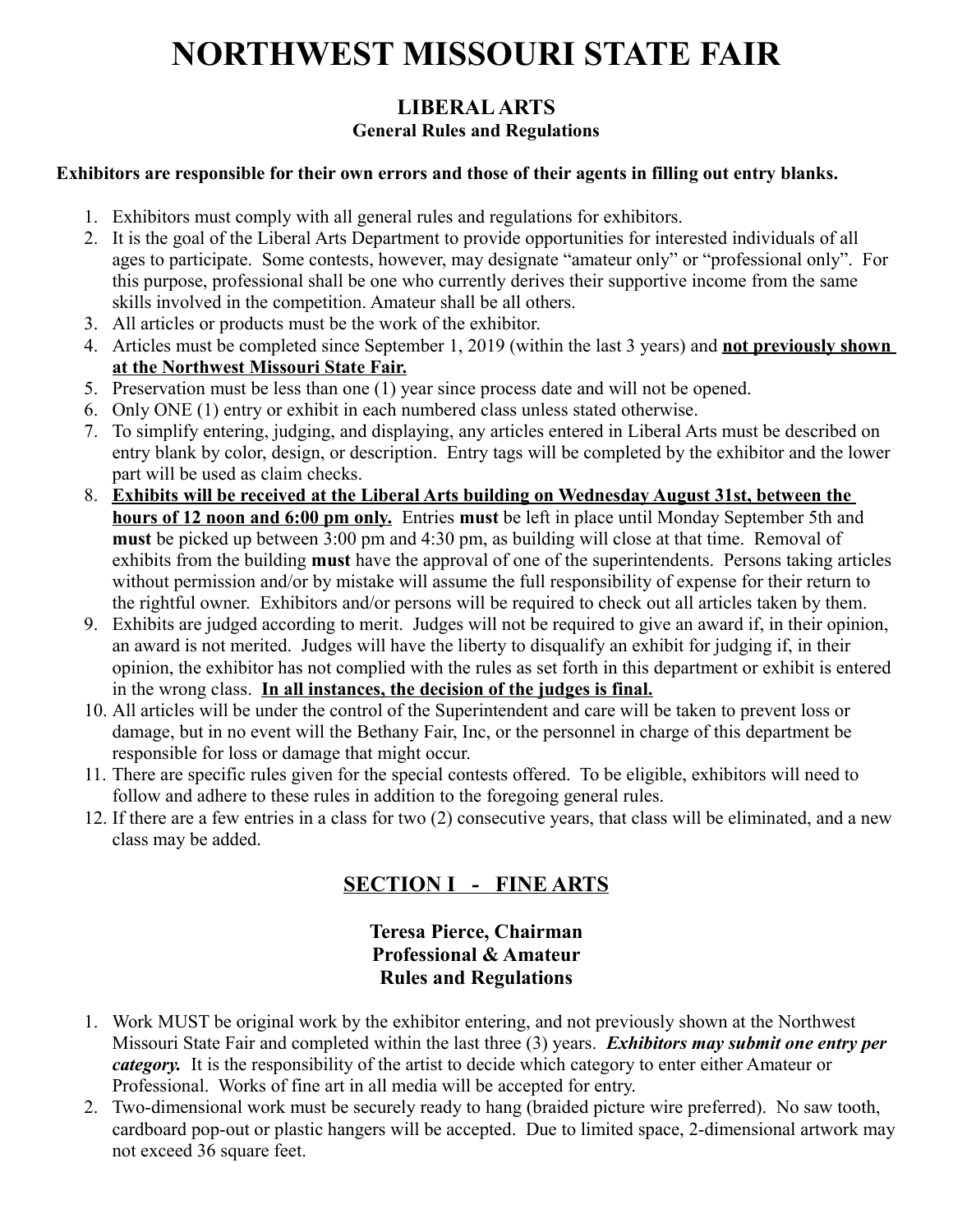# NORTHWEST MISSOURI STATE FAIR

## LIBERAL ARTS

### General Rules and Regulations

**Exhibitors are responsible for their own errors and those of their agents in filling out entry blanks.**

1. Exhibitors must comply with all general rules and regulations for exhibitors.
2. It is the goal of the Liberal Arts Department to provide opportunities for interested individuals of all ages to participate. Some contests, however, may designate "amateur only" or "professional only". For this purpose, professional shall be one who currently derives their supportive income from the same skills involved in the competition. Amateur shall be all others.
3. All articles or products must be the work of the exhibitor.
4. Articles must be completed since September 1, 2019 (within the last 3 years) and **not previously shown at the Northwest Missouri State Fair.**
5. Preservation must be less than one (1) year since process date and will not be opened.
6. Only ONE (1) entry or exhibit in each numbered class unless stated otherwise.
7. To simplify entering, judging, and displaying, any articles entered in Liberal Arts must be described on entry blank by color, design, or description. Entry tags will be completed by the exhibitor and the lower part will be used as claim checks.
8. **Exhibits will be received at the Liberal Arts building on Wednesday August 31st, between the hours of 12 noon and 6:00 pm only.** Entries **must** be left in place until Monday September 5th and **must** be picked up between 3:00 pm and 4:30 pm, as building will close at that time. Removal of exhibits from the building **must** have the approval of one of the superintendents. Persons taking articles without permission and/or by mistake will assume the full responsibility of expense for their return to the rightful owner. Exhibitors and/or persons will be required to check out all articles taken by them.
9. Exhibits are judged according to merit. Judges will not be required to give an award if, in their opinion, an award is not merited. Judges will have the liberty to disqualify an exhibit for judging if, in their opinion, the exhibitor has not complied with the rules as set forth in this department or exhibit is entered in the wrong class. **In all instances, the decision of the judges is final.**
10. All articles will be under the control of the Superintendent and care will be taken to prevent loss or damage, but in no event will the Bethany Fair, Inc, or the personnel in charge of this department be responsible for loss or damage that might occur.
11. There are specific rules given for the special contests offered. To be eligible, exhibitors will need to follow and adhere to these rules in addition to the foregoing general rules.
12. If there are a few entries in a class for two (2) consecutive years, that class will be eliminated, and a new class may be added.

## SECTION I - FINE ARTS

### Teresa Pierce, Chairman
### Professional & Amateur
### Rules and Regulations

1. Work MUST be original work by the exhibitor entering, and not previously shown at the Northwest Missouri State Fair and completed within the last three (3) years. ***Exhibitors may submit one entry per category.*** It is the responsibility of the artist to decide which category to enter either Amateur or Professional. Works of fine art in all media will be accepted for entry.
2. Two-dimensional work must be securely ready to hang (braided picture wire preferred). No saw tooth, cardboard pop-out or plastic hangers will be accepted. Due to limited space, 2-dimensional artwork may not exceed 36 square feet.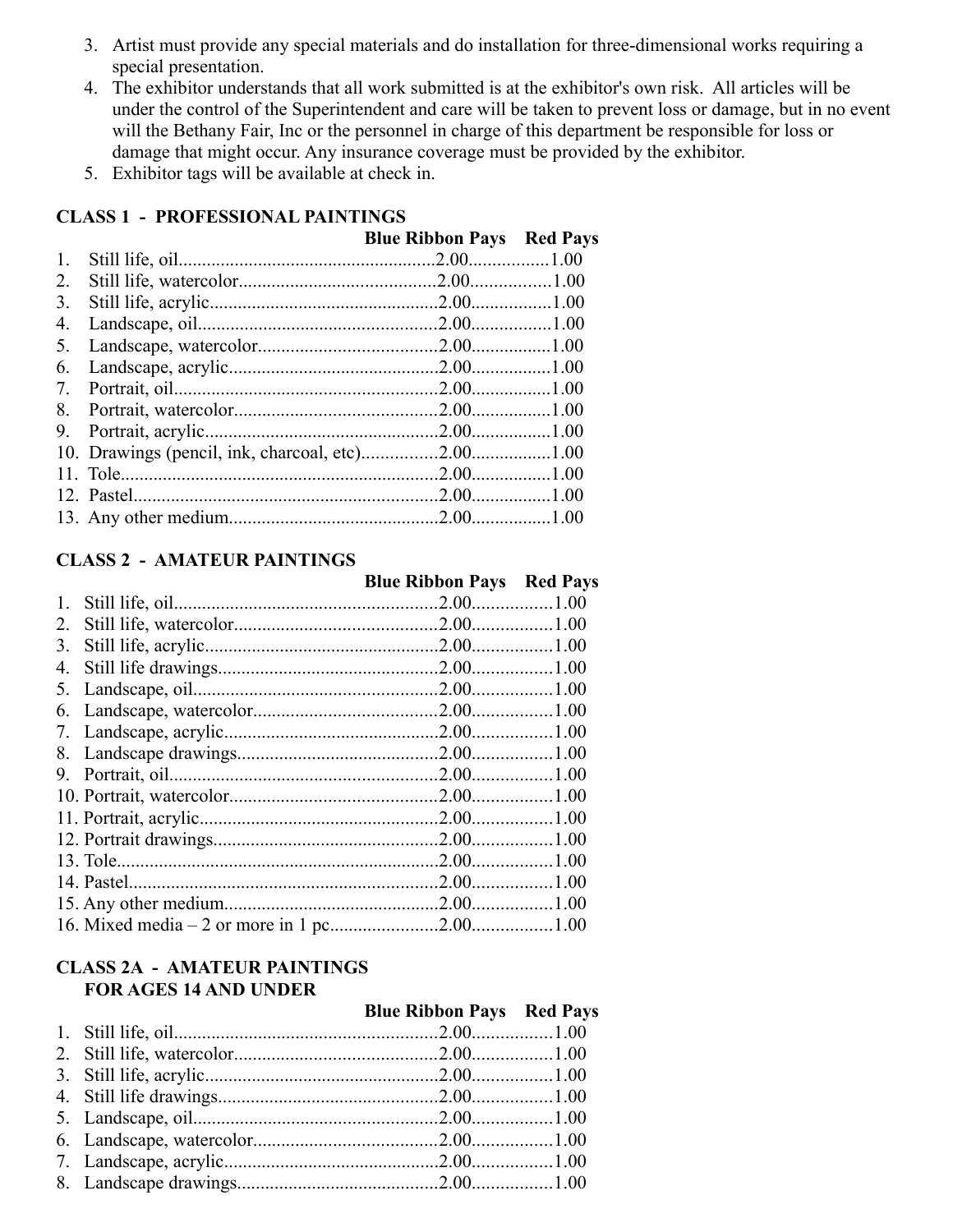3. Artist must provide any special materials and do installation for three-dimensional works requiring a special presentation.
4. The exhibitor understands that all work submitted is at the exhibitor's own risk. All articles will be under the control of the Superintendent and care will be taken to prevent loss or damage, but in no event will the Bethany Fair, Inc or the personnel in charge of this department be responsible for loss or damage that might occur. Any insurance coverage must be provided by the exhibitor.
5. Exhibitor tags will be available at check in.

**CLASS 1 - PROFESSIONAL PAINTINGS**

| | Blue Ribbon Pays | Red Pays |
|---|---|---|
| 1. Still life, oil | 2.00 | 1.00 |
| 2. Still life, watercolor | 2.00 | 1.00 |
| 3. Still life, acrylic | 2.00 | 1.00 |
| 4. Landscape, oil | 2.00 | 1.00 |
| 5. Landscape, watercolor | 2.00 | 1.00 |
| 6. Landscape, acrylic | 2.00 | 1.00 |
| 7. Portrait, oil | 2.00 | 1.00 |
| 8. Portrait, watercolor | 2.00 | 1.00 |
| 9. Portrait, acrylic | 2.00 | 1.00 |
| 10. Drawings (pencil, ink, charcoal, etc) | 2.00 | 1.00 |
| 11. Tole | 2.00 | 1.00 |
| 12. Pastel | 2.00 | 1.00 |
| 13. Any other medium | 2.00 | 1.00 |

**CLASS 2 - AMATEUR PAINTINGS**

| | Blue Ribbon Pays | Red Pays |
|---|---|---|
| 1. Still life, oil | 2.00 | 1.00 |
| 2. Still life, watercolor | 2.00 | 1.00 |
| 3. Still life, acrylic | 2.00 | 1.00 |
| 4. Still life drawings | 2.00 | 1.00 |
| 5. Landscape, oil | 2.00 | 1.00 |
| 6. Landscape, watercolor | 2.00 | 1.00 |
| 7. Landscape, acrylic | 2.00 | 1.00 |
| 8. Landscape drawings | 2.00 | 1.00 |
| 9. Portrait, oil | 2.00 | 1.00 |
| 10. Portrait, watercolor | 2.00 | 1.00 |
| 11. Portrait, acrylic | 2.00 | 1.00 |
| 12. Portrait drawings | 2.00 | 1.00 |
| 13. Tole | 2.00 | 1.00 |
| 14. Pastel | 2.00 | 1.00 |
| 15. Any other medium | 2.00 | 1.00 |
| 16. Mixed media – 2 or more in 1 pc | 2.00 | 1.00 |

**CLASS 2A - AMATEUR PAINTINGS FOR AGES 14 AND UNDER**

| | Blue Ribbon Pays | Red Pays |
|---|---|---|
| 1. Still life, oil | 2.00 | 1.00 |
| 2. Still life, watercolor | 2.00 | 1.00 |
| 3. Still life, acrylic | 2.00 | 1.00 |
| 4. Still life drawings | 2.00 | 1.00 |
| 5. Landscape, oil | 2.00 | 1.00 |
| 6. Landscape, watercolor | 2.00 | 1.00 |
| 7. Landscape, acrylic | 2.00 | 1.00 |
| 8. Landscape drawings | 2.00 | 1.00 |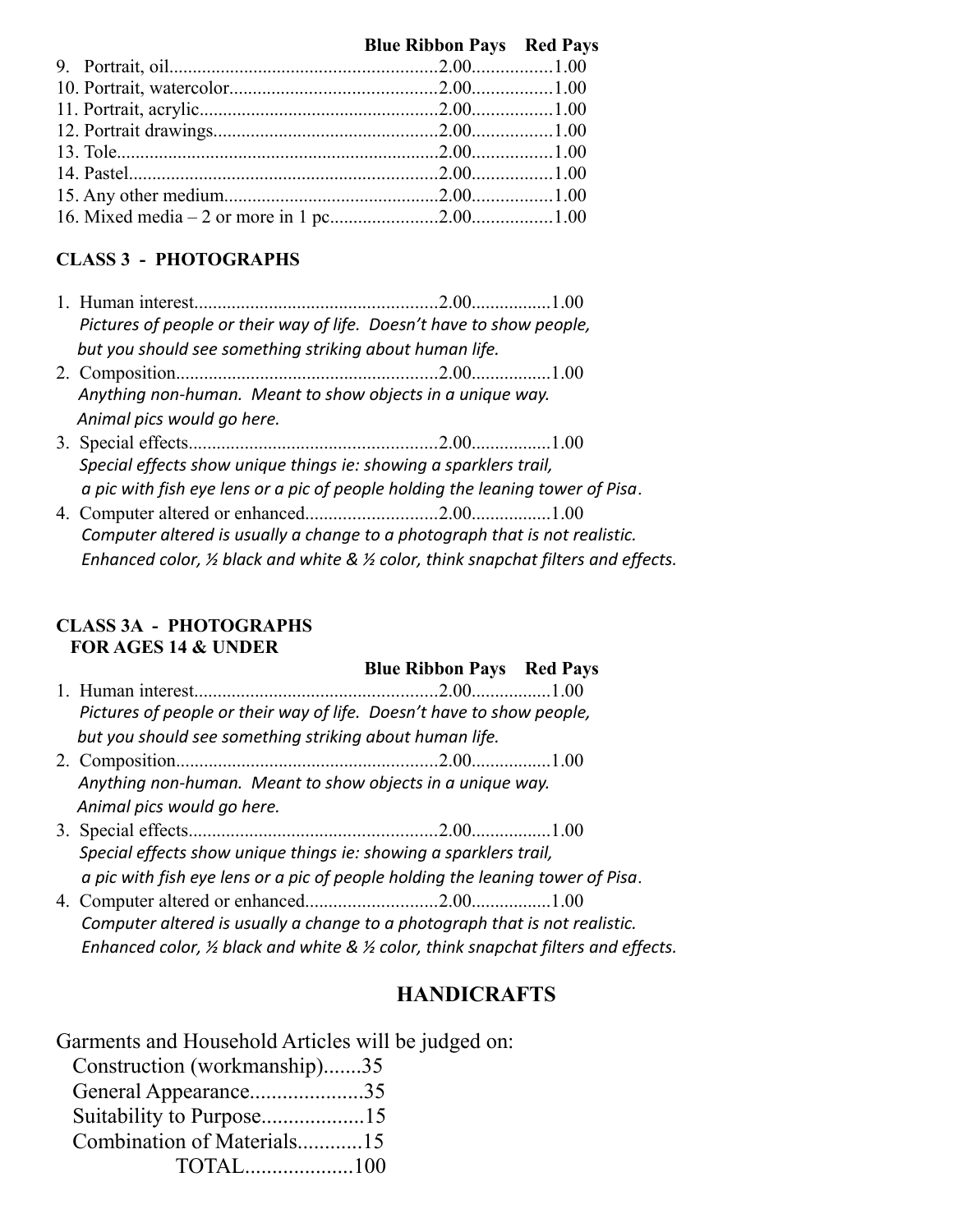| | Blue Ribbon Pays | Red Pays |
|---|---|---|
| 9. Portrait, oil | 2.00 | 1.00 |
| 10. Portrait, watercolor | 2.00 | 1.00 |
| 11. Portrait, acrylic | 2.00 | 1.00 |
| 12. Portrait drawings | 2.00 | 1.00 |
| 13. Tole | 2.00 | 1.00 |
| 14. Pastel | 2.00 | 1.00 |
| 15. Any other medium | 2.00 | 1.00 |
| 16. Mixed media – 2 or more in 1 pc | 2.00 | 1.00 |

**CLASS 3 - PHOTOGRAPHS**

1. Human interest....................................................2.00.................1.00
   *Pictures of people or their way of life. Doesn't have to show people, but you should see something striking about human life.*
2. Composition.......................................................2.00.................1.00
   *Anything non-human. Meant to show objects in a unique way. Animal pics would go here.*
3. Special effects.....................................................2.00.................1.00
   *Special effects show unique things ie: showing a sparklers trail, a pic with fish eye lens or a pic of people holding the leaning tower of Pisa.*
4. Computer altered or enhanced............................2.00.................1.00
   *Computer altered is usually a change to a photograph that is not realistic. Enhanced color, ½ black and white & ½ color, think snapchat filters and effects.*

**CLASS 3A - PHOTOGRAPHS FOR AGES 14 & UNDER**

**Blue Ribbon Pays Red Pays**

1. Human interest....................................................2.00.................1.00
   *Pictures of people or their way of life. Doesn't have to show people, but you should see something striking about human life.*
2. Composition.......................................................2.00.................1.00
   *Anything non-human. Meant to show objects in a unique way. Animal pics would go here.*
3. Special effects.....................................................2.00.................1.00
   *Special effects show unique things ie: showing a sparklers trail, a pic with fish eye lens or a pic of people holding the leaning tower of Pisa.*
4. Computer altered or enhanced............................2.00.................1.00
   *Computer altered is usually a change to a photograph that is not realistic. Enhanced color, ½ black and white & ½ color, think snapchat filters and effects.*

## HANDICRAFTS

Garments and Household Articles will be judged on:

| | |
|---|---|
| Construction (workmanship) | 35 |
| General Appearance | 35 |
| Suitability to Purpose | 15 |
| Combination of Materials | 15 |
| TOTAL | 100 |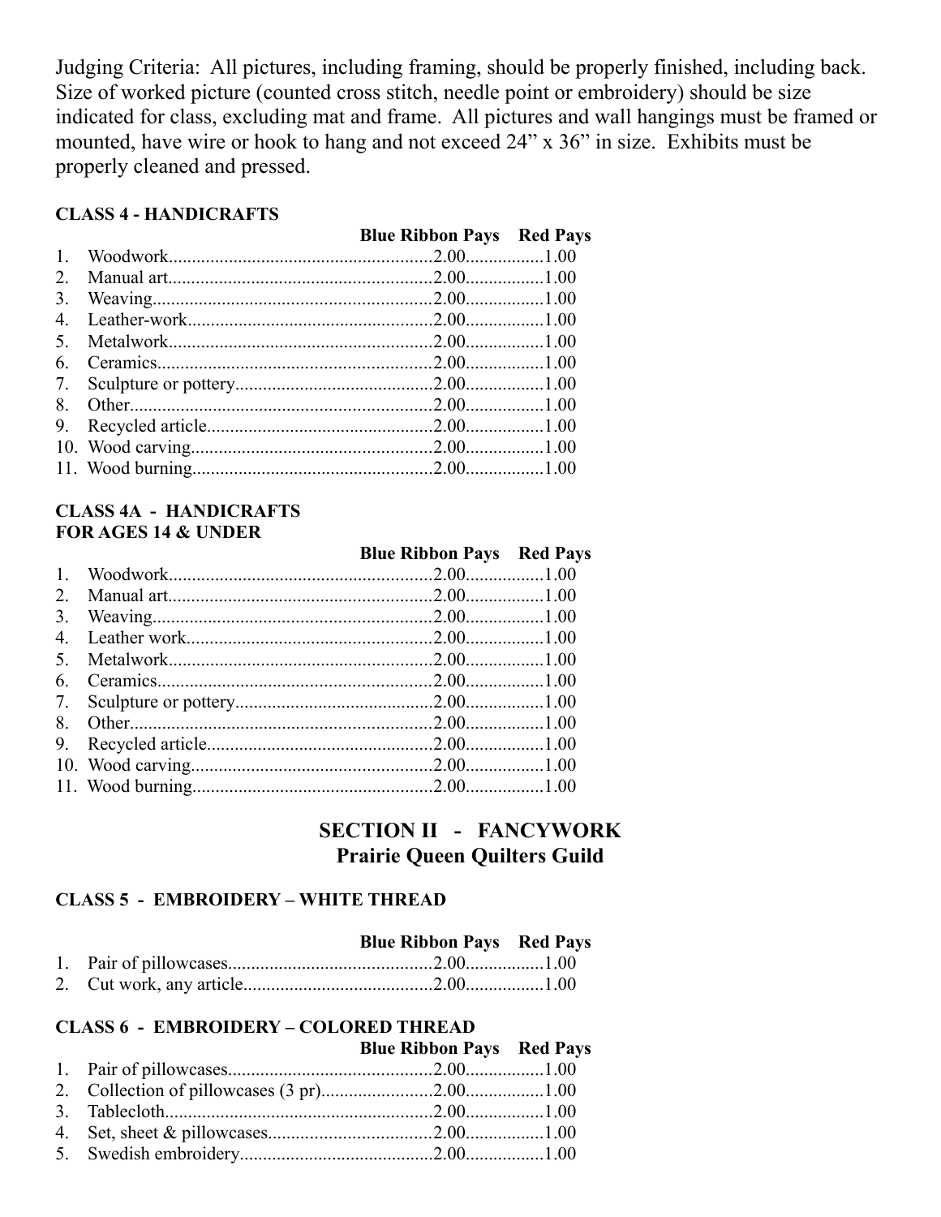Judging Criteria: All pictures, including framing, should be properly finished, including back. Size of worked picture (counted cross stitch, needle point or embroidery) should be size indicated for class, excluding mat and frame. All pictures and wall hangings must be framed or mounted, have wire or hook to hang and not exceed 24" x 36" in size. Exhibits must be properly cleaned and pressed.

**CLASS 4 - HANDICRAFTS**

| | Blue Ribbon Pays | Red Pays |
|---|---|---|
| 1. Woodwork | 2.00 | 1.00 |
| 2. Manual art | 2.00 | 1.00 |
| 3. Weaving | 2.00 | 1.00 |
| 4. Leather-work | 2.00 | 1.00 |
| 5. Metalwork | 2.00 | 1.00 |
| 6. Ceramics | 2.00 | 1.00 |
| 7. Sculpture or pottery | 2.00 | 1.00 |
| 8. Other | 2.00 | 1.00 |
| 9. Recycled article | 2.00 | 1.00 |
| 10. Wood carving | 2.00 | 1.00 |
| 11. Wood burning | 2.00 | 1.00 |

**CLASS 4A - HANDICRAFTS**
**FOR AGES 14 & UNDER**

| | Blue Ribbon Pays | Red Pays |
|---|---|---|
| 1. Woodwork | 2.00 | 1.00 |
| 2. Manual art | 2.00 | 1.00 |
| 3. Weaving | 2.00 | 1.00 |
| 4. Leather work | 2.00 | 1.00 |
| 5. Metalwork | 2.00 | 1.00 |
| 6. Ceramics | 2.00 | 1.00 |
| 7. Sculpture or pottery | 2.00 | 1.00 |
| 8. Other | 2.00 | 1.00 |
| 9. Recycled article | 2.00 | 1.00 |
| 10. Wood carving | 2.00 | 1.00 |
| 11. Wood burning | 2.00 | 1.00 |

## SECTION II - FANCYWORK
## Prairie Queen Quilters Guild

**CLASS 5 - EMBROIDERY – WHITE THREAD**

| | Blue Ribbon Pays | Red Pays |
|---|---|---|
| 1. Pair of pillowcases | 2.00 | 1.00 |
| 2. Cut work, any article | 2.00 | 1.00 |

**CLASS 6 - EMBROIDERY – COLORED THREAD**

| | Blue Ribbon Pays | Red Pays |
|---|---|---|
| 1. Pair of pillowcases | 2.00 | 1.00 |
| 2. Collection of pillowcases (3 pr) | 2.00 | 1.00 |
| 3. Tablecloth | 2.00 | 1.00 |
| 4. Set, sheet & pillowcases | 2.00 | 1.00 |
| 5. Swedish embroidery | 2.00 | 1.00 |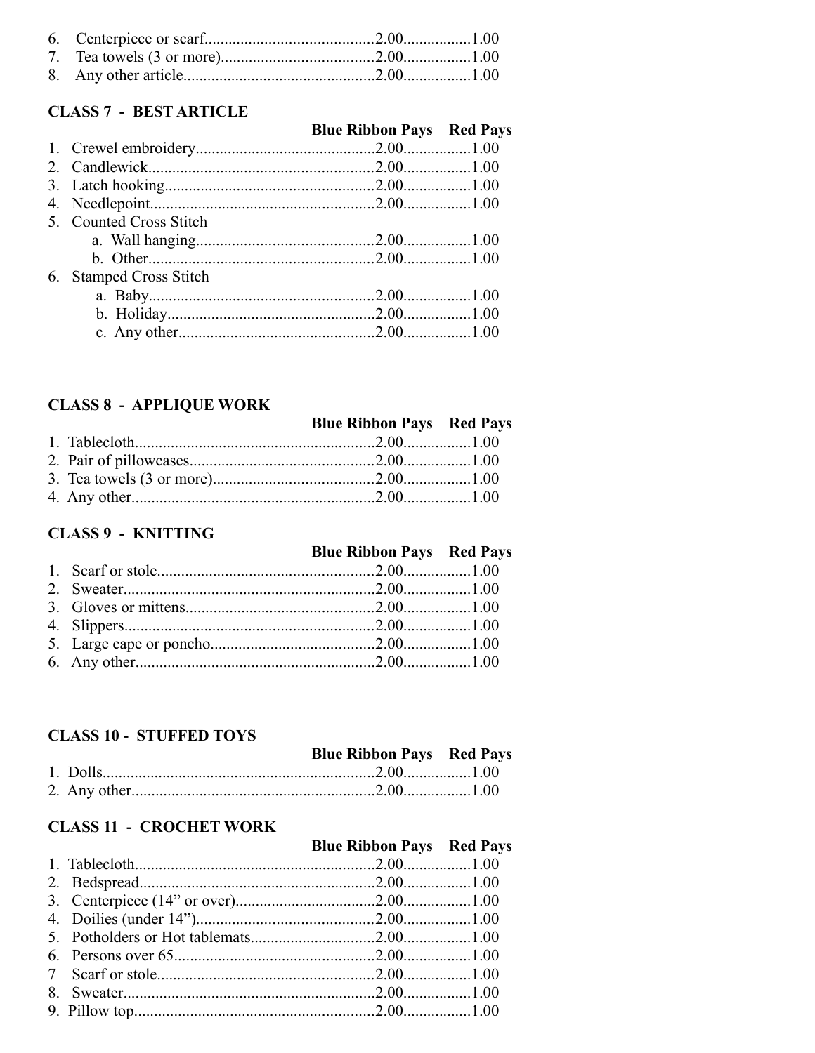| | Blue Ribbon Pays | Red Pays |
|---|---|---|
| 6. Centerpiece or scarf | 2.00 | 1.00 |
| 7. Tea towels (3 or more) | 2.00 | 1.00 |
| 8. Any other article | 2.00 | 1.00 |

## CLASS 7 - BEST ARTICLE

| | Blue Ribbon Pays | Red Pays |
|---|---|---|
| 1. Crewel embroidery | 2.00 | 1.00 |
| 2. Candlewick | 2.00 | 1.00 |
| 3. Latch hooking | 2.00 | 1.00 |
| 4. Needlepoint | 2.00 | 1.00 |
| 5. Counted Cross Stitch | | |
| a. Wall hanging | 2.00 | 1.00 |
| b. Other | 2.00 | 1.00 |
| 6. Stamped Cross Stitch | | |
| a. Baby | 2.00 | 1.00 |
| b. Holiday | 2.00 | 1.00 |
| c. Any other | 2.00 | 1.00 |

## CLASS 8 - APPLIQUE WORK

| | Blue Ribbon Pays | Red Pays |
|---|---|---|
| 1. Tablecloth | 2.00 | 1.00 |
| 2. Pair of pillowcases | 2.00 | 1.00 |
| 3. Tea towels (3 or more) | 2.00 | 1.00 |
| 4. Any other | 2.00 | 1.00 |

## CLASS 9 - KNITTING

| | Blue Ribbon Pays | Red Pays |
|---|---|---|
| 1. Scarf or stole | 2.00 | 1.00 |
| 2. Sweater | 2.00 | 1.00 |
| 3. Gloves or mittens | 2.00 | 1.00 |
| 4. Slippers | 2.00 | 1.00 |
| 5. Large cape or poncho | 2.00 | 1.00 |
| 6. Any other | 2.00 | 1.00 |

## CLASS 10 - STUFFED TOYS

| | Blue Ribbon Pays | Red Pays |
|---|---|---|
| 1. Dolls | 2.00 | 1.00 |
| 2. Any other | 2.00 | 1.00 |

## CLASS 11 - CROCHET WORK

| | Blue Ribbon Pays | Red Pays |
|---|---|---|
| 1. Tablecloth | 2.00 | 1.00 |
| 2. Bedspread | 2.00 | 1.00 |
| 3. Centerpiece (14" or over) | 2.00 | 1.00 |
| 4. Doilies (under 14") | 2.00 | 1.00 |
| 5. Potholders or Hot tablemats | 2.00 | 1.00 |
| 6. Persons over 65 | 2.00 | 1.00 |
| 7 Scarf or stole | 2.00 | 1.00 |
| 8. Sweater | 2.00 | 1.00 |
| 9. Pillow top | 2.00 | 1.00 |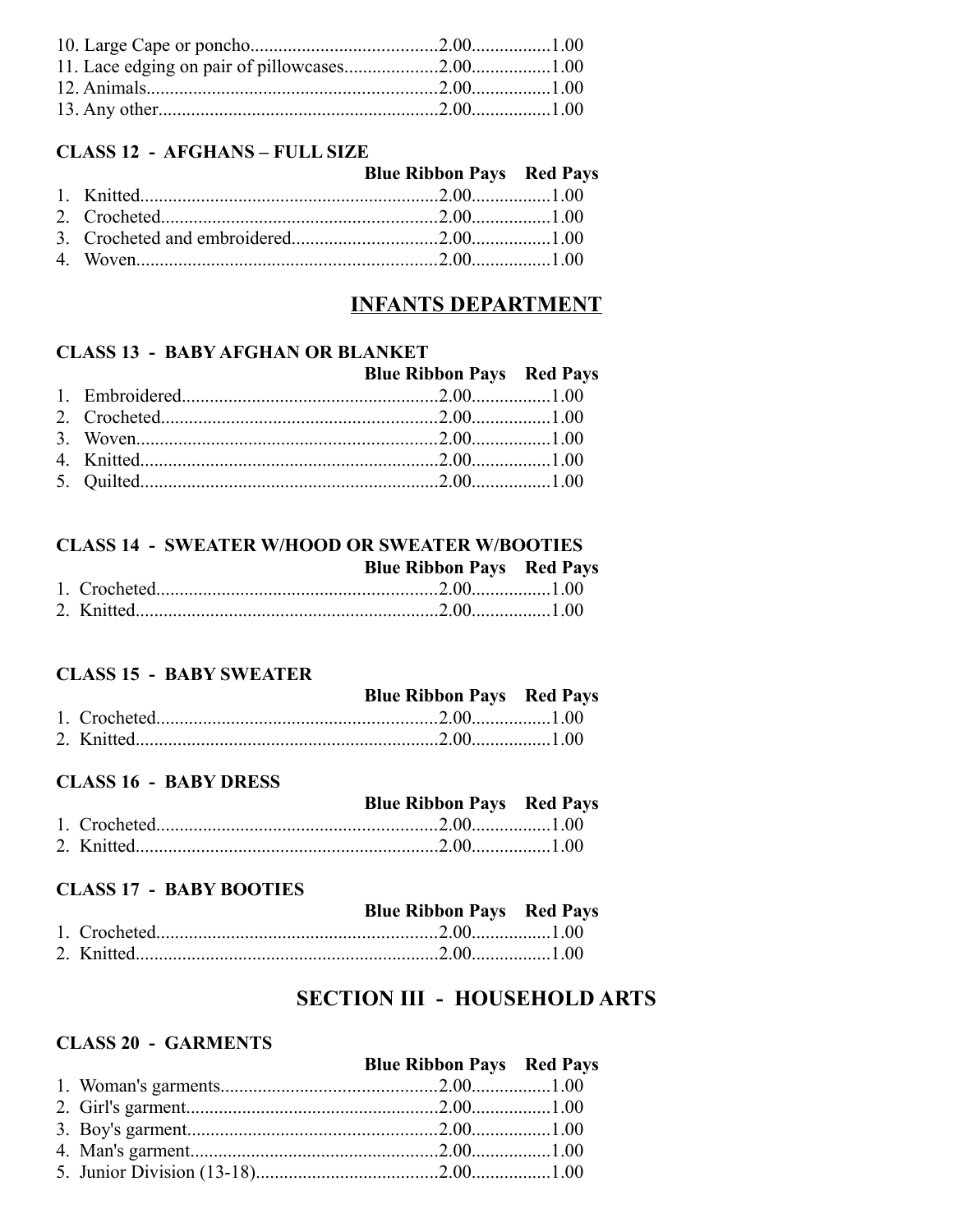| | Blue Ribbon Pays | Red Pays |
|---|---|---|
| 10. Large Cape or poncho | 2.00 | 1.00 |
| 11. Lace edging on pair of pillowcases | 2.00 | 1.00 |
| 12. Animals | 2.00 | 1.00 |
| 13. Any other | 2.00 | 1.00 |

**CLASS 12 - AFGHANS – FULL SIZE**

| | Blue Ribbon Pays | Red Pays |
|---|---|---|
| 1. Knitted | 2.00 | 1.00 |
| 2. Crocheted | 2.00 | 1.00 |
| 3. Crocheted and embroidered | 2.00 | 1.00 |
| 4. Woven | 2.00 | 1.00 |

## INFANTS DEPARTMENT

**CLASS 13 - BABY AFGHAN OR BLANKET**

| | Blue Ribbon Pays | Red Pays |
|---|---|---|
| 1. Embroidered | 2.00 | 1.00 |
| 2. Crocheted | 2.00 | 1.00 |
| 3. Woven | 2.00 | 1.00 |
| 4. Knitted | 2.00 | 1.00 |
| 5. Quilted | 2.00 | 1.00 |

**CLASS 14 - SWEATER W/HOOD OR SWEATER W/BOOTIES**

| | Blue Ribbon Pays | Red Pays |
|---|---|---|
| 1. Crocheted | 2.00 | 1.00 |
| 2. Knitted | 2.00 | 1.00 |

**CLASS 15 - BABY SWEATER**

| | Blue Ribbon Pays | Red Pays |
|---|---|---|
| 1. Crocheted | 2.00 | 1.00 |
| 2. Knitted | 2.00 | 1.00 |

**CLASS 16 - BABY DRESS**

| | Blue Ribbon Pays | Red Pays |
|---|---|---|
| 1. Crocheted | 2.00 | 1.00 |
| 2. Knitted | 2.00 | 1.00 |

**CLASS 17 - BABY BOOTIES**

| | Blue Ribbon Pays | Red Pays |
|---|---|---|
| 1. Crocheted | 2.00 | 1.00 |
| 2. Knitted | 2.00 | 1.00 |

## SECTION III - HOUSEHOLD ARTS

**CLASS 20 - GARMENTS**

| | Blue Ribbon Pays | Red Pays |
|---|---|---|
| 1. Woman's garments | 2.00 | 1.00 |
| 2. Girl's garment | 2.00 | 1.00 |
| 3. Boy's garment | 2.00 | 1.00 |
| 4. Man's garment | 2.00 | 1.00 |
| 5. Junior Division (13-18) | 2.00 | 1.00 |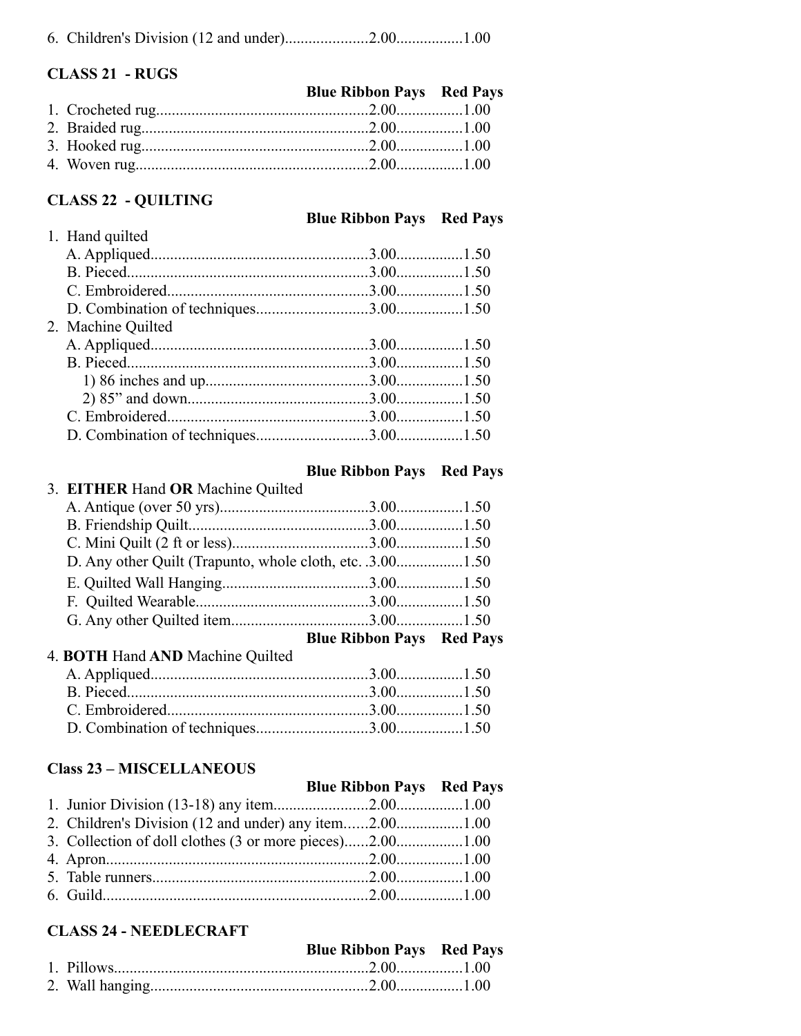| | Blue Ribbon Pays | Red Pays |
|---|---|---|
| 6. Children's Division (12 and under) | 2.00 | 1.00 |

### CLASS 21 - RUGS

| | Blue Ribbon Pays | Red Pays |
|---|---|---|
| 1. Crocheted rug | 2.00 | 1.00 |
| 2. Braided rug | 2.00 | 1.00 |
| 3. Hooked rug | 2.00 | 1.00 |
| 4. Woven rug | 2.00 | 1.00 |

### CLASS 22 - QUILTING

| | Blue Ribbon Pays | Red Pays |
|---|---|---|
| 1. Hand quilted | | |
| A. Appliqued | 3.00 | 1.50 |
| B. Pieced | 3.00 | 1.50 |
| C. Embroidered | 3.00 | 1.50 |
| D. Combination of techniques | 3.00 | 1.50 |
| 2. Machine Quilted | | |
| A. Appliqued | 3.00 | 1.50 |
| B. Pieced | 3.00 | 1.50 |
| 1) 86 inches and up | 3.00 | 1.50 |
| 2) 85" and down | 3.00 | 1.50 |
| C. Embroidered | 3.00 | 1.50 |
| D. Combination of techniques | 3.00 | 1.50 |

| | Blue Ribbon Pays | Red Pays |
|---|---|---|
| 3. **EITHER** Hand **OR** Machine Quilted | | |
| A. Antique (over 50 yrs) | 3.00 | 1.50 |
| B. Friendship Quilt | 3.00 | 1.50 |
| C. Mini Quilt (2 ft or less) | 3.00 | 1.50 |
| D. Any other Quilt (Trapunto, whole cloth, etc. | 3.00 | 1.50 |
| E. Quilted Wall Hanging | 3.00 | 1.50 |
| F. Quilted Wearable | 3.00 | 1.50 |
| G. Any other Quilted item | 3.00 | 1.50 |

| | Blue Ribbon Pays | Red Pays |
|---|---|---|
| 4. **BOTH** Hand **AND** Machine Quilted | | |
| A. Appliqued | 3.00 | 1.50 |
| B. Pieced | 3.00 | 1.50 |
| C. Embroidered | 3.00 | 1.50 |
| D. Combination of techniques | 3.00 | 1.50 |

### Class 23 – MISCELLANEOUS

| | Blue Ribbon Pays | Red Pays |
|---|---|---|
| 1. Junior Division (13-18) any item | 2.00 | 1.00 |
| 2. Children's Division (12 and under) any item | 2.00 | 1.00 |
| 3. Collection of doll clothes (3 or more pieces) | 2.00 | 1.00 |
| 4. Apron | 2.00 | 1.00 |
| 5. Table runners | 2.00 | 1.00 |
| 6. Guild | 2.00 | 1.00 |

### CLASS 24 - NEEDLECRAFT

| | Blue Ribbon Pays | Red Pays |
|---|---|---|
| 1. Pillows | 2.00 | 1.00 |
| 2. Wall hanging | 2.00 | 1.00 |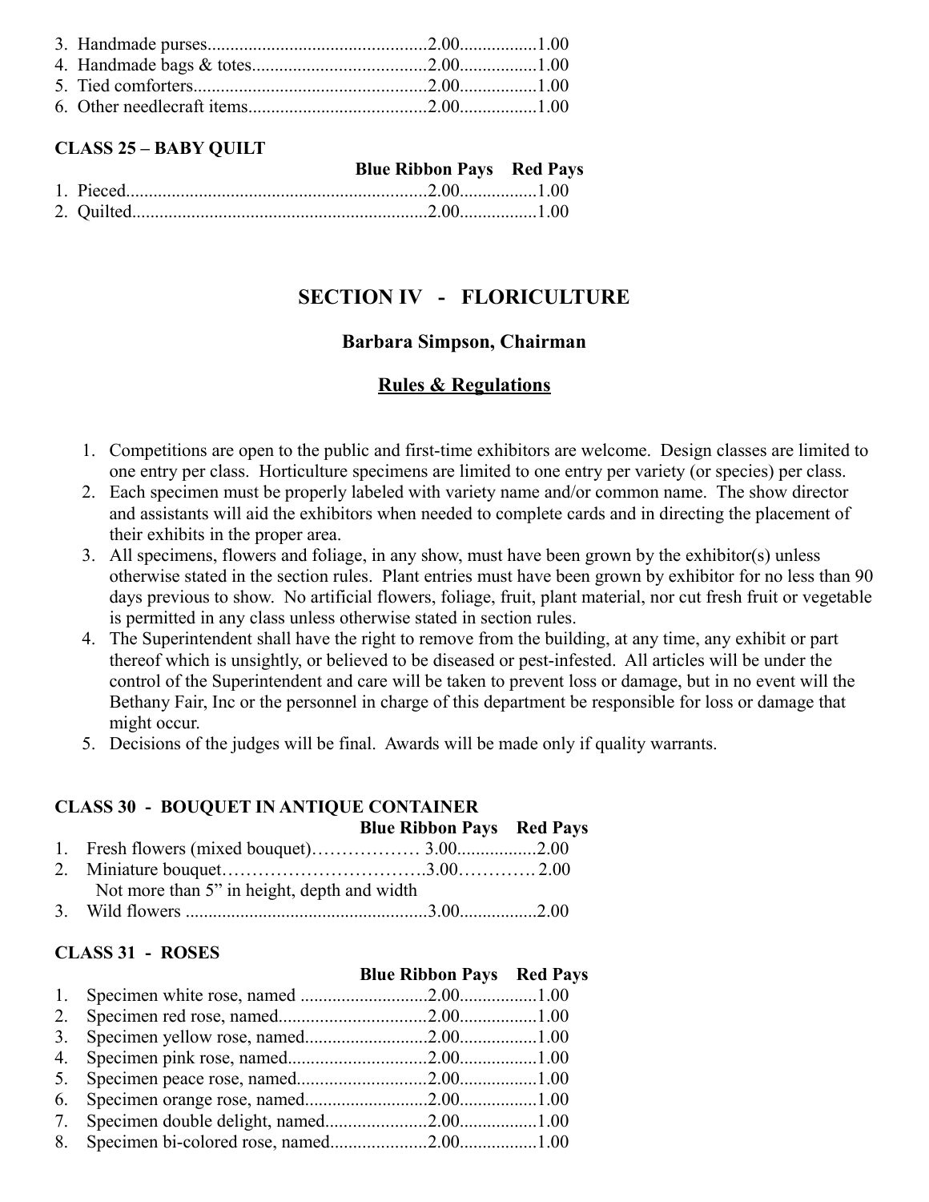3. Handmade purses...............................................2.00................1.00
4. Handmade bags & totes......................................2.00................1.00
5. Tied comforters...................................................2.00................1.00
6. Other needlecraft items.......................................2.00................1.00

**CLASS 25 – BABY QUILT**

| | Blue Ribbon Pays | Red Pays |
|---|---|---|
| 1. Pieced | 2.00 | 1.00 |
| 2. Quilted | 2.00 | 1.00 |

## SECTION IV - FLORICULTURE

### Barbara Simpson, Chairman

### Rules & Regulations

1. Competitions are open to the public and first-time exhibitors are welcome. Design classes are limited to one entry per class. Horticulture specimens are limited to one entry per variety (or species) per class.
2. Each specimen must be properly labeled with variety name and/or common name. The show director and assistants will aid the exhibitors when needed to complete cards and in directing the placement of their exhibits in the proper area.
3. All specimens, flowers and foliage, in any show, must have been grown by the exhibitor(s) unless otherwise stated in the section rules. Plant entries must have been grown by exhibitor for no less than 90 days previous to show. No artificial flowers, foliage, fruit, plant material, nor cut fresh fruit or vegetable is permitted in any class unless otherwise stated in section rules.
4. The Superintendent shall have the right to remove from the building, at any time, any exhibit or part thereof which is unsightly, or believed to be diseased or pest-infested. All articles will be under the control of the Superintendent and care will be taken to prevent loss or damage, but in no event will the Bethany Fair, Inc or the personnel in charge of this department be responsible for loss or damage that might occur.
5. Decisions of the judges will be final. Awards will be made only if quality warrants.

**CLASS 30 - BOUQUET IN ANTIQUE CONTAINER**

| | Blue Ribbon Pays | Red Pays |
|---|---|---|
| 1. Fresh flowers (mixed bouquet) | 3.00 | 2.00 |
| 2. Miniature bouquet<br>Not more than 5" in height, depth and width | 3.00 | 2.00 |
| 3. Wild flowers | 3.00 | 2.00 |

**CLASS 31 - ROSES**

| | Blue Ribbon Pays | Red Pays |
|---|---|---|
| 1. Specimen white rose, named | 2.00 | 1.00 |
| 2. Specimen red rose, named | 2.00 | 1.00 |
| 3. Specimen yellow rose, named | 2.00 | 1.00 |
| 4. Specimen pink rose, named | 2.00 | 1.00 |
| 5. Specimen peace rose, named | 2.00 | 1.00 |
| 6. Specimen orange rose, named | 2.00 | 1.00 |
| 7. Specimen double delight, named | 2.00 | 1.00 |
| 8. Specimen bi-colored rose, named | 2.00 | 1.00 |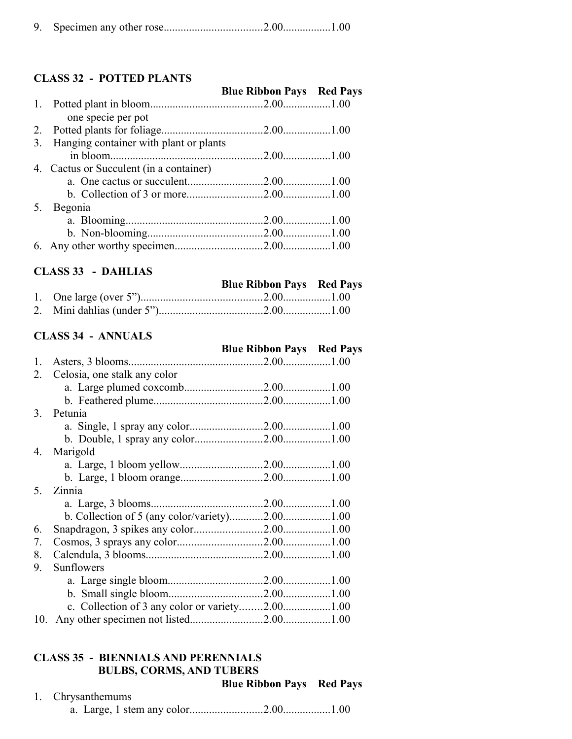| | | Blue Ribbon Pays | Red Pays |
|---|---|---|---|
| 9. | Specimen any other rose | 2.00 | 1.00 |

### CLASS 32 - POTTED PLANTS

| | | Blue Ribbon Pays | Red Pays |
|---|---|---|---|
| 1. | Potted plant in bloom one specie per pot | 2.00 | 1.00 |
| 2. | Potted plants for foliage | 2.00 | 1.00 |
| 3. | Hanging container with plant or plants in bloom | 2.00 | 1.00 |
| 4. | Cactus or Succulent (in a container) | | |
| | a. One cactus or succulent | 2.00 | 1.00 |
| | b. Collection of 3 or more | 2.00 | 1.00 |
| 5. | Begonia | | |
| | a. Blooming | 2.00 | 1.00 |
| | b. Non-blooming | 2.00 | 1.00 |
| 6. | Any other worthy specimen | 2.00 | 1.00 |

### CLASS 33 - DAHLIAS

| | | Blue Ribbon Pays | Red Pays |
|---|---|---|---|
| 1. | One large (over 5”) | 2.00 | 1.00 |
| 2. | Mini dahlias (under 5”) | 2.00 | 1.00 |

### CLASS 34 - ANNUALS

| | | Blue Ribbon Pays | Red Pays |
|---|---|---|---|
| 1. | Asters, 3 blooms | 2.00 | 1.00 |
| 2. | Celosia, one stalk any color | | |
| | a. Large plumed coxcomb | 2.00 | 1.00 |
| | b. Feathered plume | 2.00 | 1.00 |
| 3. | Petunia | | |
| | a. Single, 1 spray any color | 2.00 | 1.00 |
| | b. Double, 1 spray any color | 2.00 | 1.00 |
| 4. | Marigold | | |
| | a. Large, 1 bloom yellow | 2.00 | 1.00 |
| | b. Large, 1 bloom orange | 2.00 | 1.00 |
| 5. | Zinnia | | |
| | a. Large, 3 blooms | 2.00 | 1.00 |
| | b. Collection of 5 (any color/variety) | 2.00 | 1.00 |
| 6. | Snapdragon, 3 spikes any color | 2.00 | 1.00 |
| 7. | Cosmos, 3 sprays any color | 2.00 | 1.00 |
| 8. | Calendula, 3 blooms | 2.00 | 1.00 |
| 9. | Sunflowers | | |
| | a. Large single bloom | 2.00 | 1.00 |
| | b. Small single bloom | 2.00 | 1.00 |
| | c. Collection of 3 any color or variety | 2.00 | 1.00 |
| 10. | Any other specimen not listed | 2.00 | 1.00 |

### CLASS 35 - BIENNIALS AND PERENNIALS BULBS, CORMS, AND TUBERS

| | | Blue Ribbon Pays | Red Pays |
|---|---|---|---|
| 1. | Chrysanthemums | | |
| | a. Large, 1 stem any color | 2.00 | 1.00 |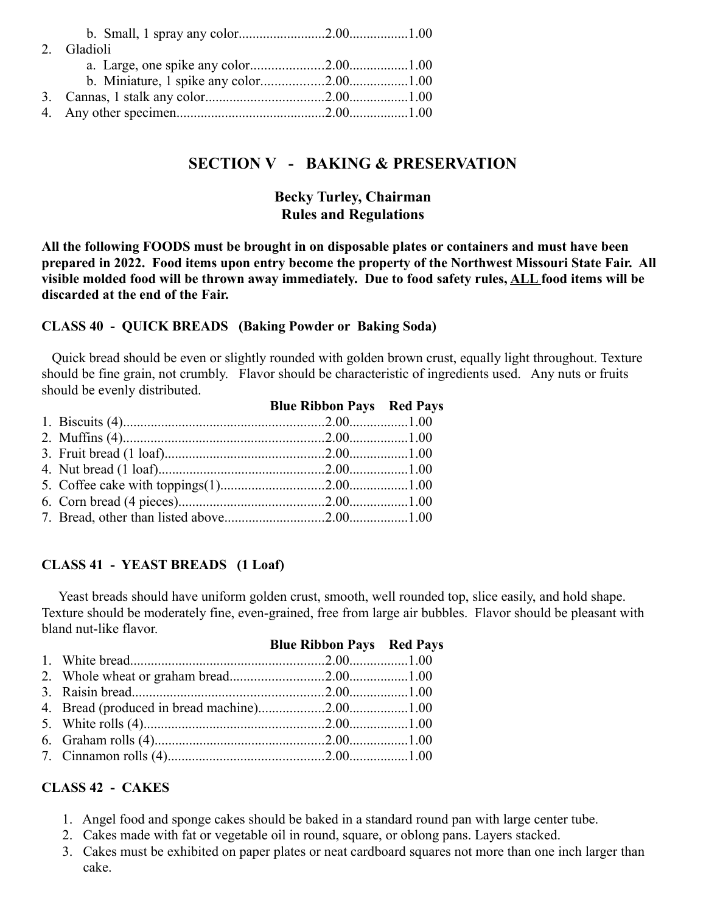b. Small, 1 spray any color........................2.00................1.00

2. Gladioli
   a. Large, one spike any color.....................2.00................1.00
   b. Miniature, 1 spike any color..................2.00................1.00
3. Cannas, 1 stalk any color..................................2.00................1.00
4. Any other specimen...........................................2.00................1.00

## SECTION V - BAKING & PRESERVATION

### Becky Turley, Chairman
### Rules and Regulations

**All the following FOODS must be brought in on disposable plates or containers and must have been prepared in 2022. Food items upon entry become the property of the Northwest Missouri State Fair. All visible molded food will be thrown away immediately. Due to food safety rules, ALL food items will be discarded at the end of the Fair.**

### CLASS 40 - QUICK BREADS (Baking Powder or Baking Soda)

Quick bread should be even or slightly rounded with golden brown crust, equally light throughout. Texture should be fine grain, not crumbly. Flavor should be characteristic of ingredients used. Any nuts or fruits should be evenly distributed.

| | Blue Ribbon Pays | Red Pays |
|---|---|---|
| 1. Biscuits (4) | 2.00 | 1.00 |
| 2. Muffins (4) | 2.00 | 1.00 |
| 3. Fruit bread (1 loaf) | 2.00 | 1.00 |
| 4. Nut bread (1 loaf) | 2.00 | 1.00 |
| 5. Coffee cake with toppings(1) | 2.00 | 1.00 |
| 6. Corn bread (4 pieces) | 2.00 | 1.00 |
| 7. Bread, other than listed above | 2.00 | 1.00 |

### CLASS 41 - YEAST BREADS (1 Loaf)

Yeast breads should have uniform golden crust, smooth, well rounded top, slice easily, and hold shape. Texture should be moderately fine, even-grained, free from large air bubbles. Flavor should be pleasant with bland nut-like flavor.

| | Blue Ribbon Pays | Red Pays |
|---|---|---|
| 1. White bread | 2.00 | 1.00 |
| 2. Whole wheat or graham bread | 2.00 | 1.00 |
| 3. Raisin bread | 2.00 | 1.00 |
| 4. Bread (produced in bread machine) | 2.00 | 1.00 |
| 5. White rolls (4) | 2.00 | 1.00 |
| 6. Graham rolls (4) | 2.00 | 1.00 |
| 7. Cinnamon rolls (4) | 2.00 | 1.00 |

### CLASS 42 - CAKES

1. Angel food and sponge cakes should be baked in a standard round pan with large center tube.
2. Cakes made with fat or vegetable oil in round, square, or oblong pans. Layers stacked.
3. Cakes must be exhibited on paper plates or neat cardboard squares not more than one inch larger than cake.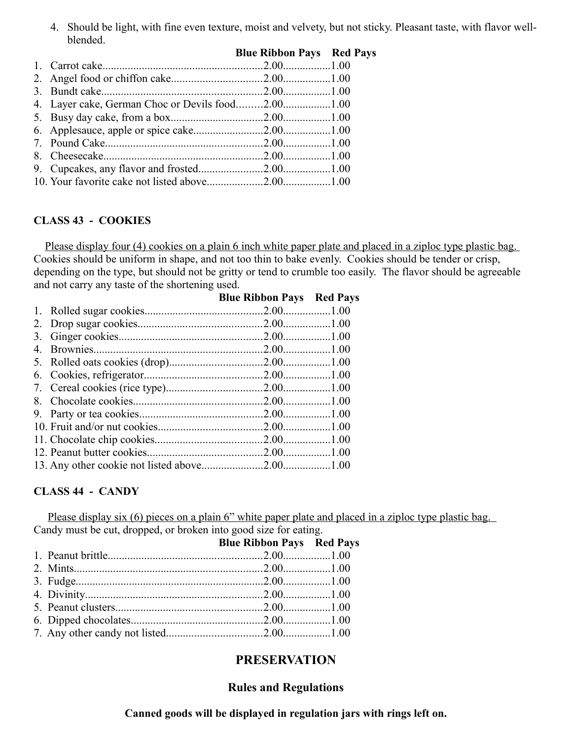4. Should be light, with fine even texture, moist and velvety, but not sticky. Pleasant taste, with flavor well-blended.

| | Blue Ribbon Pays | Red Pays |
|---|---|---|
| 1. Carrot cake | 2.00 | 1.00 |
| 2. Angel food or chiffon cake | 2.00 | 1.00 |
| 3. Bundt cake | 2.00 | 1.00 |
| 4. Layer cake, German Choc or Devils food | 2.00 | 1.00 |
| 5. Busy day cake, from a box | 2.00 | 1.00 |
| 6. Applesauce, apple or spice cake | 2.00 | 1.00 |
| 7. Pound Cake | 2.00 | 1.00 |
| 8. Cheesecake | 2.00 | 1.00 |
| 9. Cupcakes, any flavor and frosted | 2.00 | 1.00 |
| 10. Your favorite cake not listed above | 2.00 | 1.00 |

## CLASS 43 - COOKIES

Please display four (4) cookies on a plain 6 inch white paper plate and placed in a ziploc type plastic bag. Cookies should be uniform in shape, and not too thin to bake evenly. Cookies should be tender or crisp, depending on the type, but should not be gritty or tend to crumble too easily. The flavor should be agreeable and not carry any taste of the shortening used.

| | Blue Ribbon Pays | Red Pays |
|---|---|---|
| 1. Rolled sugar cookies | 2.00 | 1.00 |
| 2. Drop sugar cookies | 2.00 | 1.00 |
| 3. Ginger cookies | 2.00 | 1.00 |
| 4. Brownies | 2.00 | 1.00 |
| 5. Rolled oats cookies (drop) | 2.00 | 1.00 |
| 6. Cookies, refrigerator | 2.00 | 1.00 |
| 7. Cereal cookies (rice type) | 2.00 | 1.00 |
| 8. Chocolate cookies | 2.00 | 1.00 |
| 9. Party or tea cookies | 2.00 | 1.00 |
| 10. Fruit and/or nut cookies | 2.00 | 1.00 |
| 11. Chocolate chip cookies | 2.00 | 1.00 |
| 12. Peanut butter cookies | 2.00 | 1.00 |
| 13. Any other cookie not listed above | 2.00 | 1.00 |

## CLASS 44 - CANDY

Please display six (6) pieces on a plain 6" white paper plate and placed in a ziploc type plastic bag. Candy must be cut, dropped, or broken into good size for eating.

| | Blue Ribbon Pays | Red Pays |
|---|---|---|
| 1. Peanut brittle | 2.00 | 1.00 |
| 2. Mints | 2.00 | 1.00 |
| 3. Fudge | 2.00 | 1.00 |
| 4. Divinity | 2.00 | 1.00 |
| 5. Peanut clusters | 2.00 | 1.00 |
| 6. Dipped chocolates | 2.00 | 1.00 |
| 7. Any other candy not listed | 2.00 | 1.00 |

# PRESERVATION

## Rules and Regulations

**Canned goods will be displayed in regulation jars with rings left on.**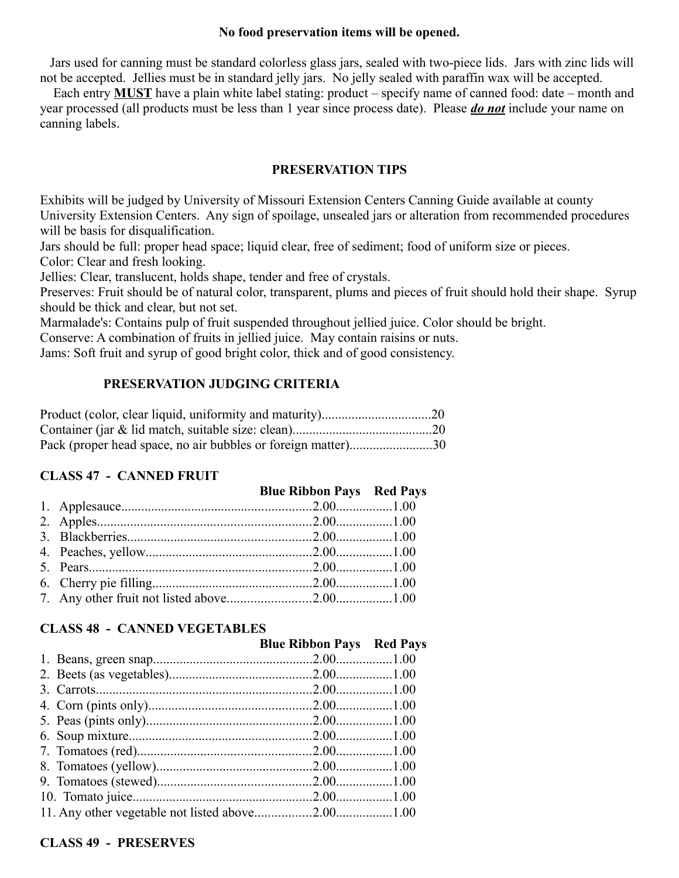**No food preservation items will be opened.**

Jars used for canning must be standard colorless glass jars, sealed with two-piece lids. Jars with zinc lids will not be accepted. Jellies must be in standard jelly jars. No jelly sealed with paraffin wax will be accepted.

Each entry **MUST** have a plain white label stating: product – specify name of canned food: date – month and year processed (all products must be less than 1 year since process date). Please ***do not*** include your name on canning labels.

## PRESERVATION TIPS

Exhibits will be judged by University of Missouri Extension Centers Canning Guide available at county University Extension Centers. Any sign of spoilage, unsealed jars or alteration from recommended procedures will be basis for disqualification.

Jars should be full: proper head space; liquid clear, free of sediment; food of uniform size or pieces.

Color: Clear and fresh looking.

Jellies: Clear, translucent, holds shape, tender and free of crystals.

Preserves: Fruit should be of natural color, transparent, plums and pieces of fruit should hold their shape. Syrup should be thick and clear, but not set.

Marmalade's: Contains pulp of fruit suspended throughout jellied juice. Color should be bright.

Conserve: A combination of fruits in jellied juice. May contain raisins or nuts.

Jams: Soft fruit and syrup of good bright color, thick and of good consistency.

## PRESERVATION JUDGING CRITERIA

Product (color, clear liquid, uniformity and maturity)................................20
Container (jar & lid match, suitable size: clean)..........................................20
Pack (proper head space, no air bubbles or foreign matter).........................30

## CLASS 47 - CANNED FRUIT

| | Blue Ribbon Pays | Red Pays |
|---|---|---|
| 1. Applesauce | 2.00 | 1.00 |
| 2. Apples | 2.00 | 1.00 |
| 3. Blackberries | 2.00 | 1.00 |
| 4. Peaches, yellow | 2.00 | 1.00 |
| 5. Pears | 2.00 | 1.00 |
| 6. Cherry pie filling | 2.00 | 1.00 |
| 7. Any other fruit not listed above | 2.00 | 1.00 |

## CLASS 48 - CANNED VEGETABLES

| | Blue Ribbon Pays | Red Pays |
|---|---|---|
| 1. Beans, green snap | 2.00 | 1.00 |
| 2. Beets (as vegetables) | 2.00 | 1.00 |
| 3. Carrots | 2.00 | 1.00 |
| 4. Corn (pints only) | 2.00 | 1.00 |
| 5. Peas (pints only) | 2.00 | 1.00 |
| 6. Soup mixture | 2.00 | 1.00 |
| 7. Tomatoes (red) | 2.00 | 1.00 |
| 8. Tomatoes (yellow) | 2.00 | 1.00 |
| 9. Tomatoes (stewed) | 2.00 | 1.00 |
| 10. Tomato juice | 2.00 | 1.00 |
| 11. Any other vegetable not listed above | 2.00 | 1.00 |

## CLASS 49 - PRESERVES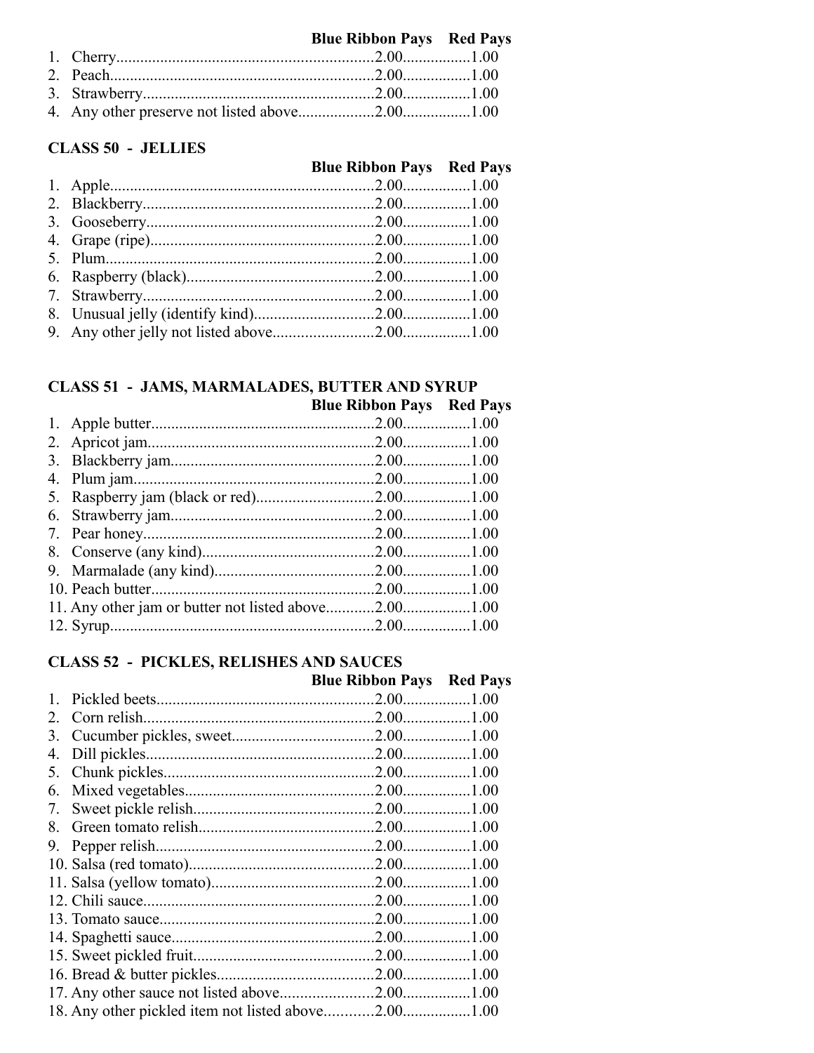| | Blue Ribbon Pays | Red Pays |
|---|---|---|
| 1. Cherry | 2.00 | 1.00 |
| 2. Peach | 2.00 | 1.00 |
| 3. Strawberry | 2.00 | 1.00 |
| 4. Any other preserve not listed above | 2.00 | 1.00 |

## CLASS 50 - JELLIES

| | Blue Ribbon Pays | Red Pays |
|---|---|---|
| 1. Apple | 2.00 | 1.00 |
| 2. Blackberry | 2.00 | 1.00 |
| 3. Gooseberry | 2.00 | 1.00 |
| 4. Grape (ripe) | 2.00 | 1.00 |
| 5. Plum | 2.00 | 1.00 |
| 6. Raspberry (black) | 2.00 | 1.00 |
| 7. Strawberry | 2.00 | 1.00 |
| 8. Unusual jelly (identify kind) | 2.00 | 1.00 |
| 9. Any other jelly not listed above | 2.00 | 1.00 |

## CLASS 51 - JAMS, MARMALADES, BUTTER AND SYRUP

| | Blue Ribbon Pays | Red Pays |
|---|---|---|
| 1. Apple butter | 2.00 | 1.00 |
| 2. Apricot jam | 2.00 | 1.00 |
| 3. Blackberry jam | 2.00 | 1.00 |
| 4. Plum jam | 2.00 | 1.00 |
| 5. Raspberry jam (black or red) | 2.00 | 1.00 |
| 6. Strawberry jam | 2.00 | 1.00 |
| 7. Pear honey | 2.00 | 1.00 |
| 8. Conserve (any kind) | 2.00 | 1.00 |
| 9. Marmalade (any kind) | 2.00 | 1.00 |
| 10. Peach butter | 2.00 | 1.00 |
| 11. Any other jam or butter not listed above | 2.00 | 1.00 |
| 12. Syrup | 2.00 | 1.00 |

## CLASS 52 - PICKLES, RELISHES AND SAUCES

| | Blue Ribbon Pays | Red Pays |
|---|---|---|
| 1. Pickled beets | 2.00 | 1.00 |
| 2. Corn relish | 2.00 | 1.00 |
| 3. Cucumber pickles, sweet | 2.00 | 1.00 |
| 4. Dill pickles | 2.00 | 1.00 |
| 5. Chunk pickles | 2.00 | 1.00 |
| 6. Mixed vegetables | 2.00 | 1.00 |
| 7. Sweet pickle relish | 2.00 | 1.00 |
| 8. Green tomato relish | 2.00 | 1.00 |
| 9. Pepper relish | 2.00 | 1.00 |
| 10. Salsa (red tomato) | 2.00 | 1.00 |
| 11. Salsa (yellow tomato) | 2.00 | 1.00 |
| 12. Chili sauce | 2.00 | 1.00 |
| 13. Tomato sauce | 2.00 | 1.00 |
| 14. Spaghetti sauce | 2.00 | 1.00 |
| 15. Sweet pickled fruit | 2.00 | 1.00 |
| 16. Bread & butter pickles | 2.00 | 1.00 |
| 17. Any other sauce not listed above | 2.00 | 1.00 |
| 18. Any other pickled item not listed above | 2.00 | 1.00 |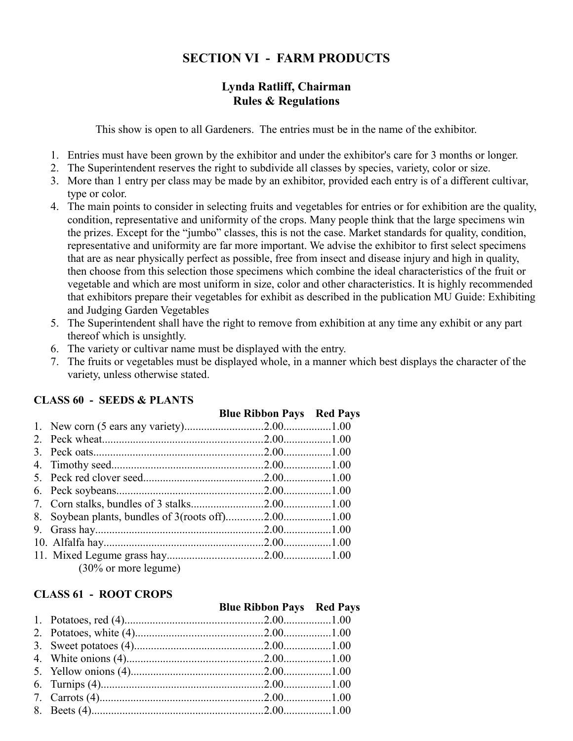# SECTION VI - FARM PRODUCTS

## Lynda Ratliff, Chairman
## Rules & Regulations

This show is open to all Gardeners. The entries must be in the name of the exhibitor.

1. Entries must have been grown by the exhibitor and under the exhibitor's care for 3 months or longer.
2. The Superintendent reserves the right to subdivide all classes by species, variety, color or size.
3. More than 1 entry per class may be made by an exhibitor, provided each entry is of a different cultivar, type or color.
4. The main points to consider in selecting fruits and vegetables for entries or for exhibition are the quality, condition, representative and uniformity of the crops. Many people think that the large specimens win the prizes. Except for the "jumbo" classes, this is not the case. Market standards for quality, condition, representative and uniformity are far more important. We advise the exhibitor to first select specimens that are as near physically perfect as possible, free from insect and disease injury and high in quality, then choose from this selection those specimens which combine the ideal characteristics of the fruit or vegetable and which are most uniform in size, color and other characteristics. It is highly recommended that exhibitors prepare their vegetables for exhibit as described in the publication MU Guide: Exhibiting and Judging Garden Vegetables
5. The Superintendent shall have the right to remove from exhibition at any time any exhibit or any part thereof which is unsightly.
6. The variety or cultivar name must be displayed with the entry.
7. The fruits or vegetables must be displayed whole, in a manner which best displays the character of the variety, unless otherwise stated.

### CLASS 60 - SEEDS & PLANTS

| | Blue Ribbon Pays | Red Pays |
|---|---|---|
| 1. New corn (5 ears any variety) | 2.00 | 1.00 |
| 2. Peck wheat | 2.00 | 1.00 |
| 3. Peck oats | 2.00 | 1.00 |
| 4. Timothy seed | 2.00 | 1.00 |
| 5. Peck red clover seed | 2.00 | 1.00 |
| 6. Peck soybeans | 2.00 | 1.00 |
| 7. Corn stalks, bundles of 3 stalks | 2.00 | 1.00 |
| 8. Soybean plants, bundles of 3(roots off) | 2.00 | 1.00 |
| 9. Grass hay | 2.00 | 1.00 |
| 10. Alfalfa hay | 2.00 | 1.00 |
| 11. Mixed Legume grass hay (30% or more legume) | 2.00 | 1.00 |

### CLASS 61 - ROOT CROPS

| | Blue Ribbon Pays | Red Pays |
|---|---|---|
| 1. Potatoes, red (4) | 2.00 | 1.00 |
| 2. Potatoes, white (4) | 2.00 | 1.00 |
| 3. Sweet potatoes (4) | 2.00 | 1.00 |
| 4. White onions (4) | 2.00 | 1.00 |
| 5. Yellow onions (4) | 2.00 | 1.00 |
| 6. Turnips (4) | 2.00 | 1.00 |
| 7. Carrots (4) | 2.00 | 1.00 |
| 8. Beets (4) | 2.00 | 1.00 |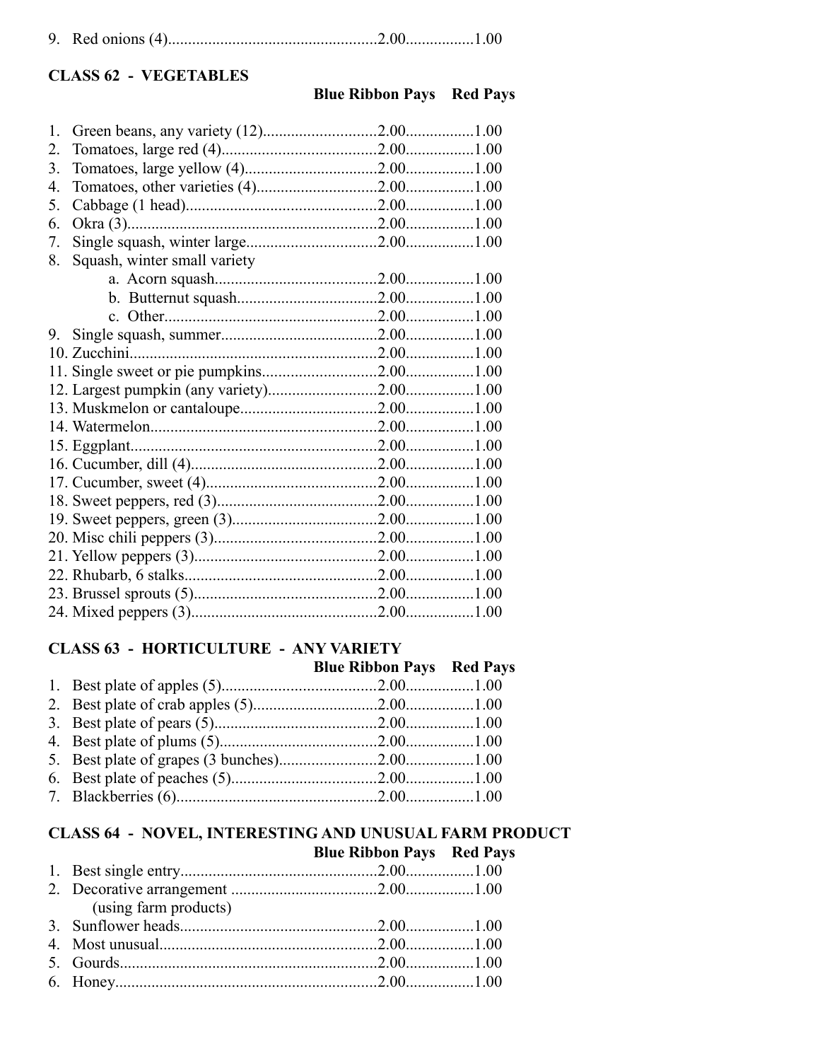| | | |
|---|---|---|
| 9. Red onions (4) | 2.00 | 1.00 |

## CLASS 62 - VEGETABLES

| | Blue Ribbon Pays | Red Pays |
|---|---|---|
| 1. Green beans, any variety (12) | 2.00 | 1.00 |
| 2. Tomatoes, large red (4) | 2.00 | 1.00 |
| 3. Tomatoes, large yellow (4) | 2.00 | 1.00 |
| 4. Tomatoes, other varieties (4) | 2.00 | 1.00 |
| 5. Cabbage (1 head) | 2.00 | 1.00 |
| 6. Okra (3) | 2.00 | 1.00 |
| 7. Single squash, winter large | 2.00 | 1.00 |
| 8. Squash, winter small variety | | |
| a. Acorn squash | 2.00 | 1.00 |
| b. Butternut squash | 2.00 | 1.00 |
| c. Other | 2.00 | 1.00 |
| 9. Single squash, summer | 2.00 | 1.00 |
| 10. Zucchini | 2.00 | 1.00 |
| 11. Single sweet or pie pumpkins | 2.00 | 1.00 |
| 12. Largest pumpkin (any variety) | 2.00 | 1.00 |
| 13. Muskmelon or cantaloupe | 2.00 | 1.00 |
| 14. Watermelon | 2.00 | 1.00 |
| 15. Eggplant | 2.00 | 1.00 |
| 16. Cucumber, dill (4) | 2.00 | 1.00 |
| 17. Cucumber, sweet (4) | 2.00 | 1.00 |
| 18. Sweet peppers, red (3) | 2.00 | 1.00 |
| 19. Sweet peppers, green (3) | 2.00 | 1.00 |
| 20. Misc chili peppers (3) | 2.00 | 1.00 |
| 21. Yellow peppers (3) | 2.00 | 1.00 |
| 22. Rhubarb, 6 stalks | 2.00 | 1.00 |
| 23. Brussel sprouts (5) | 2.00 | 1.00 |
| 24. Mixed peppers (3) | 2.00 | 1.00 |

## CLASS 63 - HORTICULTURE - ANY VARIETY

| | Blue Ribbon Pays | Red Pays |
|---|---|---|
| 1. Best plate of apples (5) | 2.00 | 1.00 |
| 2. Best plate of crab apples (5) | 2.00 | 1.00 |
| 3. Best plate of pears (5) | 2.00 | 1.00 |
| 4. Best plate of plums (5) | 2.00 | 1.00 |
| 5. Best plate of grapes (3 bunches) | 2.00 | 1.00 |
| 6. Best plate of peaches (5) | 2.00 | 1.00 |
| 7. Blackberries (6) | 2.00 | 1.00 |

## CLASS 64 - NOVEL, INTERESTING AND UNUSUAL FARM PRODUCT

| | Blue Ribbon Pays | Red Pays |
|---|---|---|
| 1. Best single entry | 2.00 | 1.00 |
| 2. Decorative arrangement (using farm products) | 2.00 | 1.00 |
| 3. Sunflower heads | 2.00 | 1.00 |
| 4. Most unusual | 2.00 | 1.00 |
| 5. Gourds | 2.00 | 1.00 |
| 6. Honey | 2.00 | 1.00 |